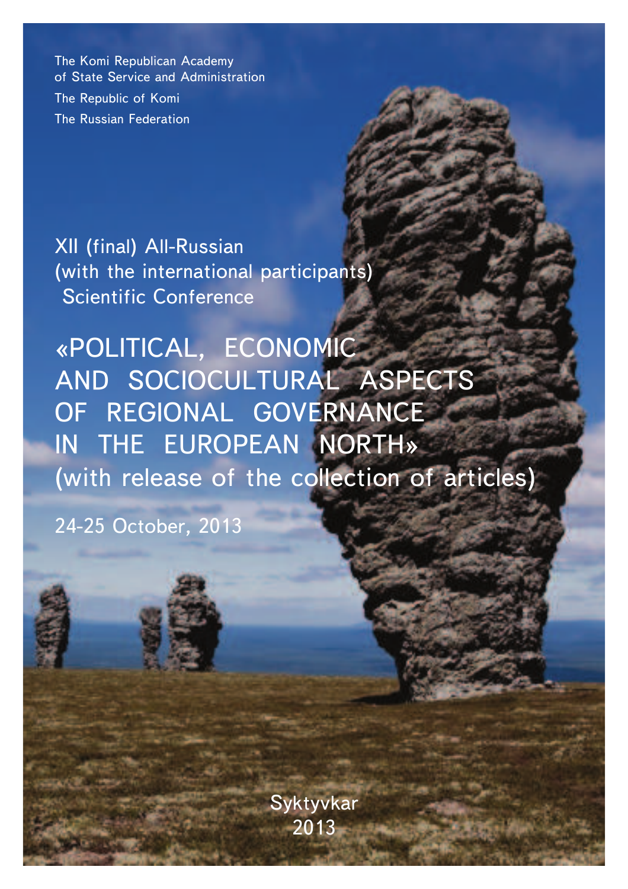The Komi Republican Academy
of State Service and Administration

The Republic of Komi

The Russian Federation

XII (final) All-Russian
(with the international participants)
Scientific Conference

# «POLITICAL, ECONOMIC AND SOCIOCULTURAL ASPECTS OF REGIONAL GOVERNANCE IN THE EUROPEAN NORTH»

(with release of the collection of articles)

24-25 October, 2013

Syktyvkar
2013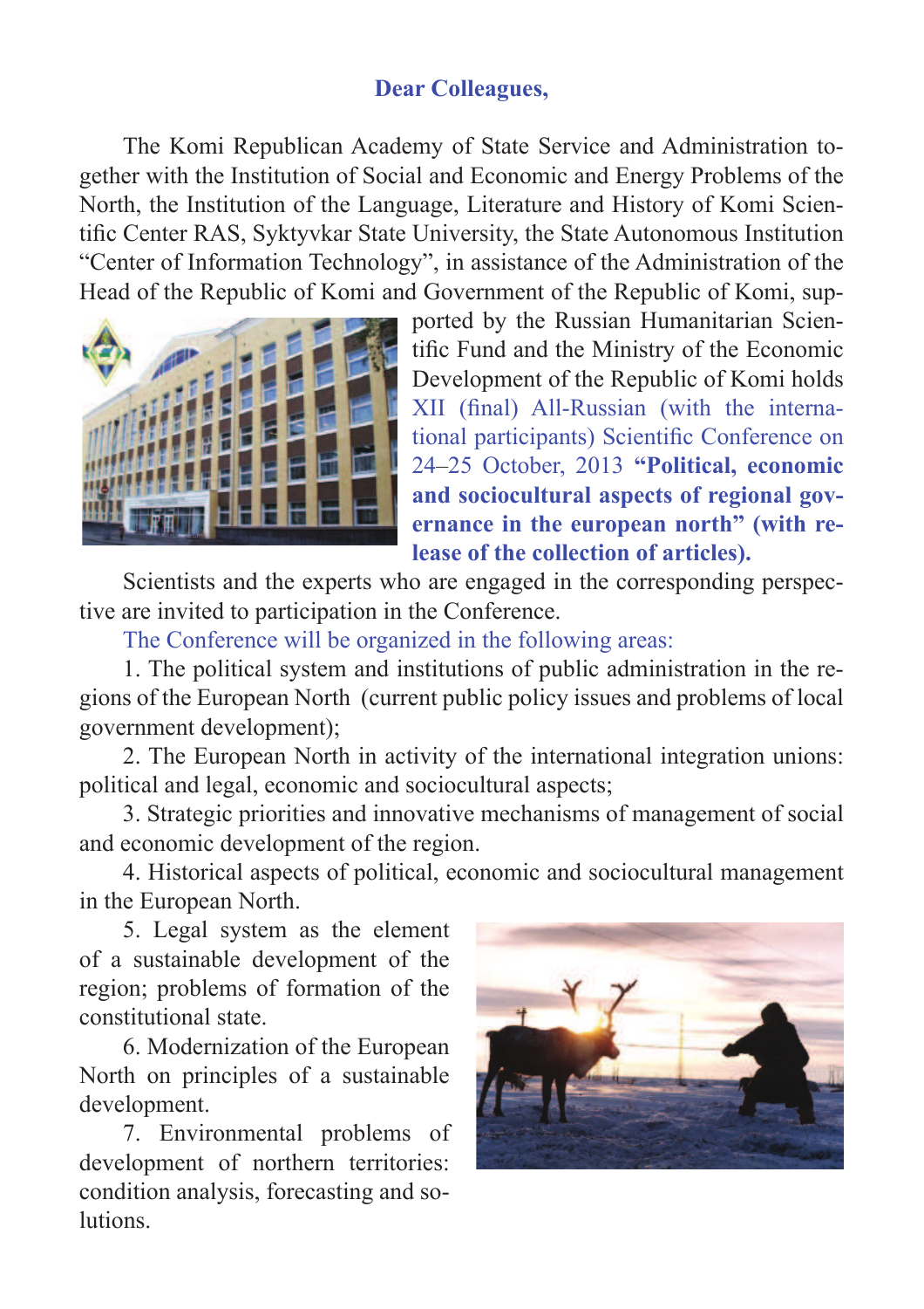**Dear Colleagues,**

The Komi Republican Academy of State Service and Administration together with the Institution of Social and Economic and Energy Problems of the North, the Institution of the Language, Literature and History of Komi Scientific Center RAS, Syktyvkar State University, the State Autonomous Institution "Center of Information Technology", in assistance of the Administration of the Head of the Republic of Komi and Government of the Republic of Komi, supported by the Russian Humanitarian Scientific Fund and the Ministry of the Economic Development of the Republic of Komi holds XII (final) All-Russian (with the international participants) Scientific Conference on 24–25 October, 2013 **"Political, economic and sociocultural aspects of regional governance in the european north" (with release of the collection of articles).**

Scientists and the experts who are engaged in the corresponding perspective are invited to participation in the Conference.

The Conference will be organized in the following areas:

1. The political system and institutions of public administration in the regions of the European North (current public policy issues and problems of local government development);
2. The European North in activity of the international integration unions: political and legal, economic and sociocultural aspects;
3. Strategic priorities and innovative mechanisms of management of social and economic development of the region.
4. Historical aspects of political, economic and sociocultural management in the European North.
5. Legal system as the element of a sustainable development of the region; problems of formation of the constitutional state.
6. Modernization of the European North on principles of a sustainable development.
7. Environmental problems of development of northern territories: condition analysis, forecasting and solutions.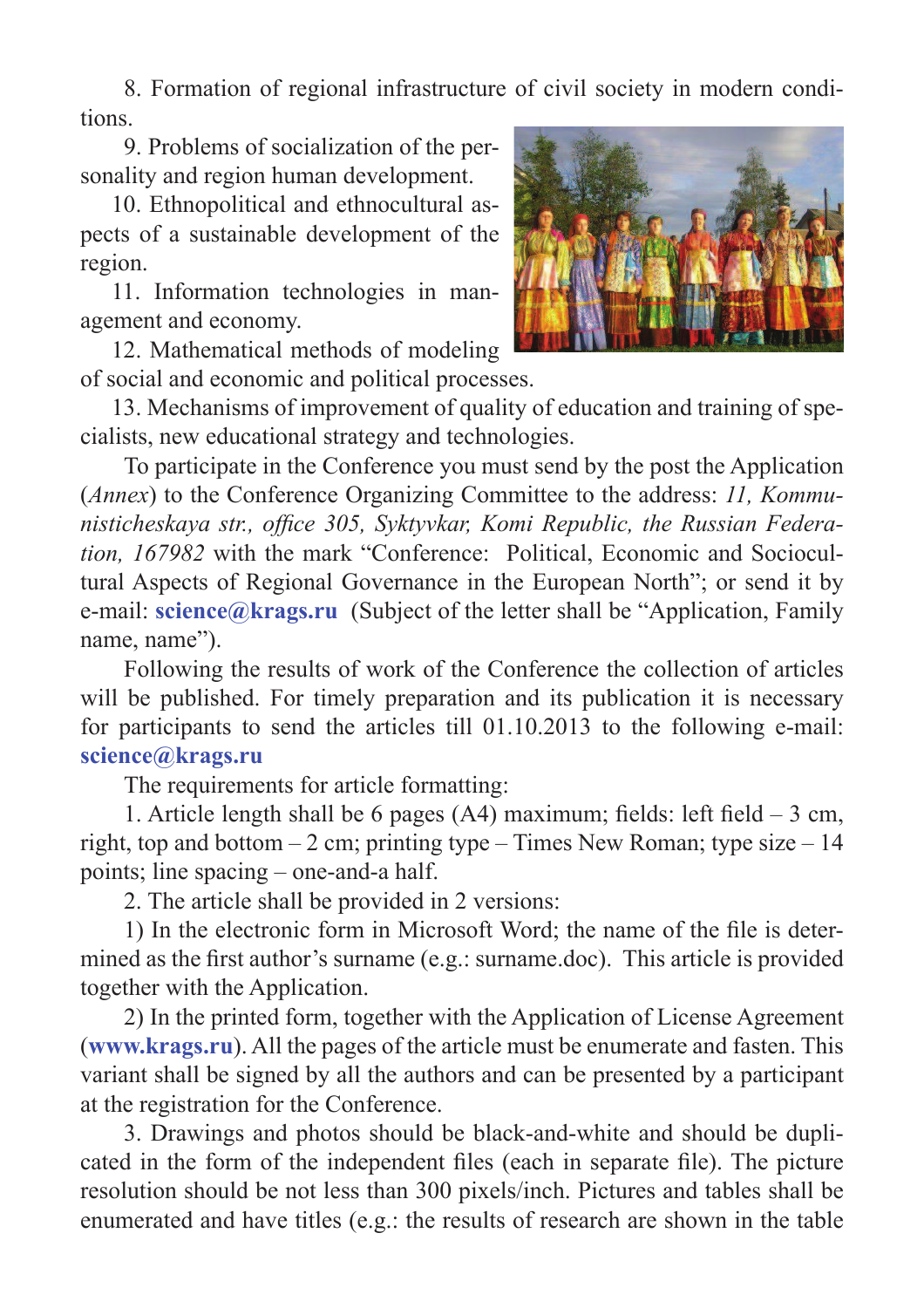8. Formation of regional infrastructure of civil society in modern conditions.

9. Problems of socialization of the personality and region human development.

10. Ethnopolitical and ethnocultural aspects of a sustainable development of the region.

11. Information technologies in management and economy.

12. Mathematical methods of modeling of social and economic and political processes.

13. Mechanisms of improvement of quality of education and training of specialists, new educational strategy and technologies.

To participate in the Conference you must send by the post the Application (*Annex*) to the Conference Organizing Committee to the address: *11, Kommunisticheskaya str., office 305, Syktyvkar, Komi Republic, the Russian Federation, 167982* with the mark "Conference: Political, Economic and Sociocultural Aspects of Regional Governance in the European North"; or send it by e-mail: **science@krags.ru** (Subject of the letter shall be "Application, Family name, name").

Following the results of work of the Conference the collection of articles will be published. For timely preparation and its publication it is necessary for participants to send the articles till 01.10.2013 to the following e-mail: **science@krags.ru**

The requirements for article formatting:

1. Article length shall be 6 pages (A4) maximum; fields: left field – 3 cm, right, top and bottom – 2 cm; printing type – Times New Roman; type size – 14 points; line spacing – one-and-a half.

2. The article shall be provided in 2 versions:

1) In the electronic form in Microsoft Word; the name of the file is determined as the first author's surname (e.g.: surname.doc). This article is provided together with the Application.

2) In the printed form, together with the Application of License Agreement (**www.krags.ru**). All the pages of the article must be enumerate and fasten. This variant shall be signed by all the authors and can be presented by a participant at the registration for the Conference.

3. Drawings and photos should be black-and-white and should be duplicated in the form of the independent files (each in separate file). The picture resolution should be not less than 300 pixels/inch. Pictures and tables shall be enumerated and have titles (e.g.: the results of research are shown in the table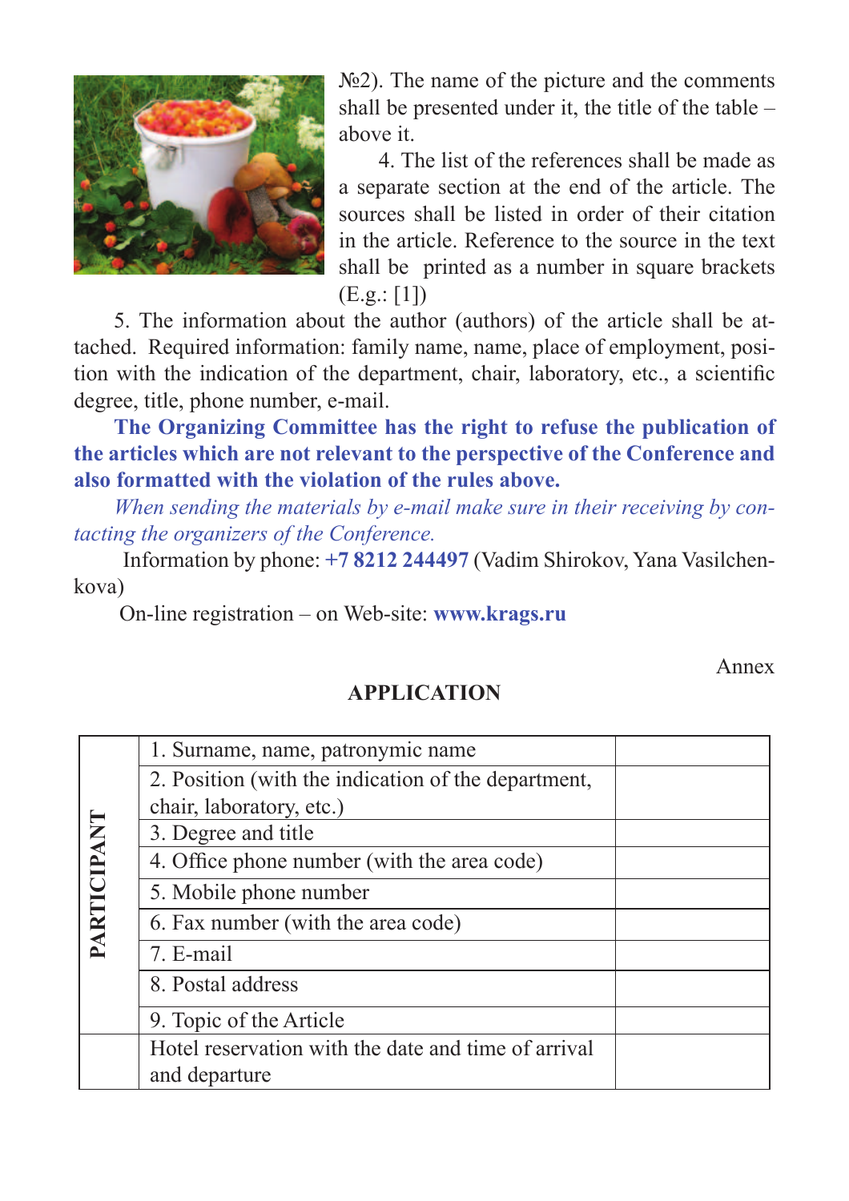№2). The name of the picture and the comments shall be presented under it, the title of the table – above it.

4. The list of the references shall be made as a separate section at the end of the article. The sources shall be listed in order of their citation in the article. Reference to the source in the text shall be printed as a number in square brackets (E.g.: [1])

5. The information about the author (authors) of the article shall be attached. Required information: family name, name, place of employment, position with the indication of the department, chair, laboratory, etc., a scientific degree, title, phone number, e-mail.

**The Organizing Committee has the right to refuse the publication of the articles which are not relevant to the perspective of the Conference and also formatted with the violation of the rules above.**

*When sending the materials by e-mail make sure in their receiving by contacting the organizers of the Conference.*

Information by phone: **+7 8212 244497** (Vadim Shirokov, Yana Vasilchenkova)

On-line registration – on Web-site: **www.krags.ru**

Annex

## APPLICATION

| | | |
|---|---|---|
| **PARTICIPANT** | 1. Surname, name, patronymic name | |
| | 2. Position (with the indication of the department, chair, laboratory, etc.) | |
| | 3. Degree and title | |
| | 4. Office phone number (with the area code) | |
| | 5. Mobile phone number | |
| | 6. Fax number (with the area code) | |
| | 7. E-mail | |
| | 8. Postal address | |
| | 9. Topic of the Article | |
| | Hotel reservation with the date and time of arrival and departure | |